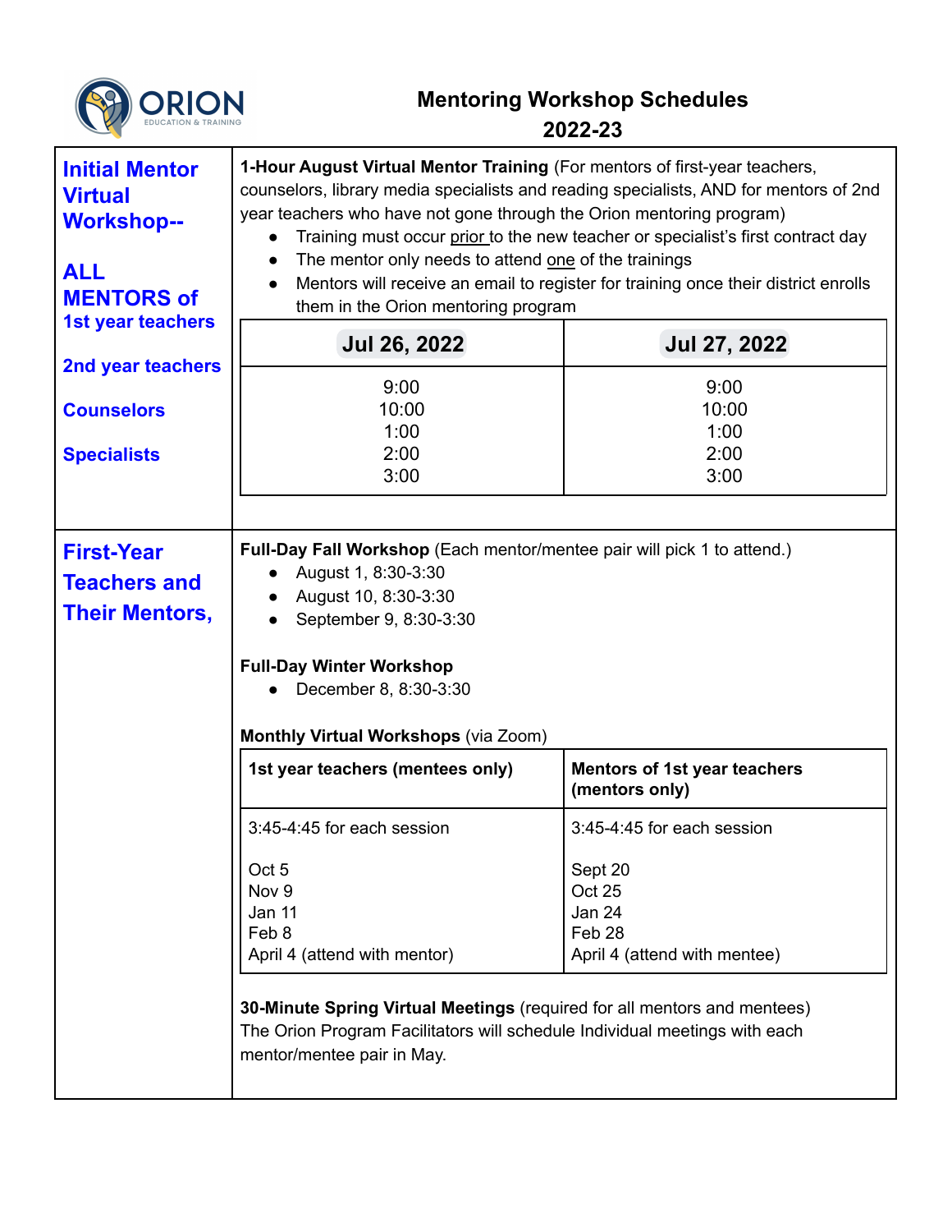# Mentoring Workshop Schedules 2022-23

## Initial Mentor Virtual Workshop--

**ALL MENTORS of**
**1st year teachers**
**2nd year teachers**
**Counselors**
**Specialists**

**1-Hour August Virtual Mentor Training** (For mentors of first-year teachers, counselors, library media specialists and reading specialists, AND for mentors of 2nd year teachers who have not gone through the Orion mentoring program)

- Training must occur prior to the new teacher or specialist's first contract day
- The mentor only needs to attend one of the trainings
- Mentors will receive an email to register for training once their district enrolls them in the Orion mentoring program

| Jul 26, 2022 | Jul 27, 2022 |
| --- | --- |
| 9:00<br>10:00<br>1:00<br>2:00<br>3:00 | 9:00<br>10:00<br>1:00<br>2:00<br>3:00 |

## First-Year Teachers and Their Mentors,

**Full-Day Fall Workshop** (Each mentor/mentee pair will pick 1 to attend.)

- August 1, 8:30-3:30
- August 10, 8:30-3:30
- September 9, 8:30-3:30

**Full-Day Winter Workshop**

- December 8, 8:30-3:30

**Monthly Virtual Workshops** (via Zoom)

| 1st year teachers (mentees only) | Mentors of 1st year teachers (mentors only) |
| --- | --- |
| 3:45-4:45 for each session<br><br>Oct 5<br>Nov 9<br>Jan 11<br>Feb 8<br>April 4 (attend with mentor) | 3:45-4:45 for each session<br><br>Sept 20<br>Oct 25<br>Jan 24<br>Feb 28<br>April 4 (attend with mentee) |

**30-Minute Spring Virtual Meetings** (required for all mentors and mentees)
The Orion Program Facilitators will schedule Individual meetings with each mentor/mentee pair in May.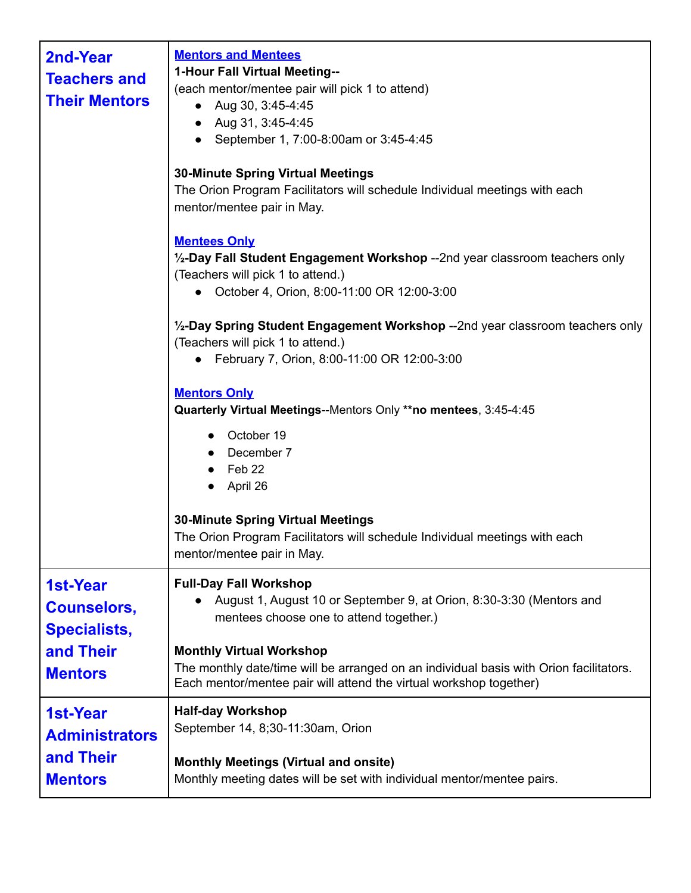| | |
|---|---|
| **2nd-Year Teachers and Their Mentors** | **Mentors and Mentees**<br>**1-Hour Fall Virtual Meeting--**<br>(each mentor/mentee pair will pick 1 to attend)<br>• Aug 30, 3:45-4:45<br>• Aug 31, 3:45-4:45<br>• September 1, 7:00-8:00am or 3:45-4:45<br><br>**30-Minute Spring Virtual Meetings**<br>The Orion Program Facilitators will schedule Individual meetings with each mentor/mentee pair in May.<br><br>**Mentees Only**<br>**½-Day Fall Student Engagement Workshop** --2nd year classroom teachers only (Teachers will pick 1 to attend.)<br>• October 4, Orion, 8:00-11:00 OR 12:00-3:00<br><br>**½-Day Spring Student Engagement Workshop** --2nd year classroom teachers only (Teachers will pick 1 to attend.)<br>• February 7, Orion, 8:00-11:00 OR 12:00-3:00<br><br>**Mentors Only**<br>**Quarterly Virtual Meetings**--Mentors Only **\*\*no mentees**, 3:45-4:45<br>• October 19<br>• December 7<br>• Feb 22<br>• April 26<br><br>**30-Minute Spring Virtual Meetings**<br>The Orion Program Facilitators will schedule Individual meetings with each mentor/mentee pair in May. |
| **1st-Year Counselors, Specialists, and Their Mentors** | **Full-Day Fall Workshop**<br>• August 1, August 10 or September 9, at Orion, 8:30-3:30 (Mentors and mentees choose one to attend together.)<br><br>**Monthly Virtual Workshop**<br>The monthly date/time will be arranged on an individual basis with Orion facilitators. Each mentor/mentee pair will attend the virtual workshop together) |
| **1st-Year Administrators and Their Mentors** | **Half-day Workshop**<br>September 14, 8;30-11:30am, Orion<br><br>**Monthly Meetings (Virtual and onsite)**<br>Monthly meeting dates will be set with individual mentor/mentee pairs. |